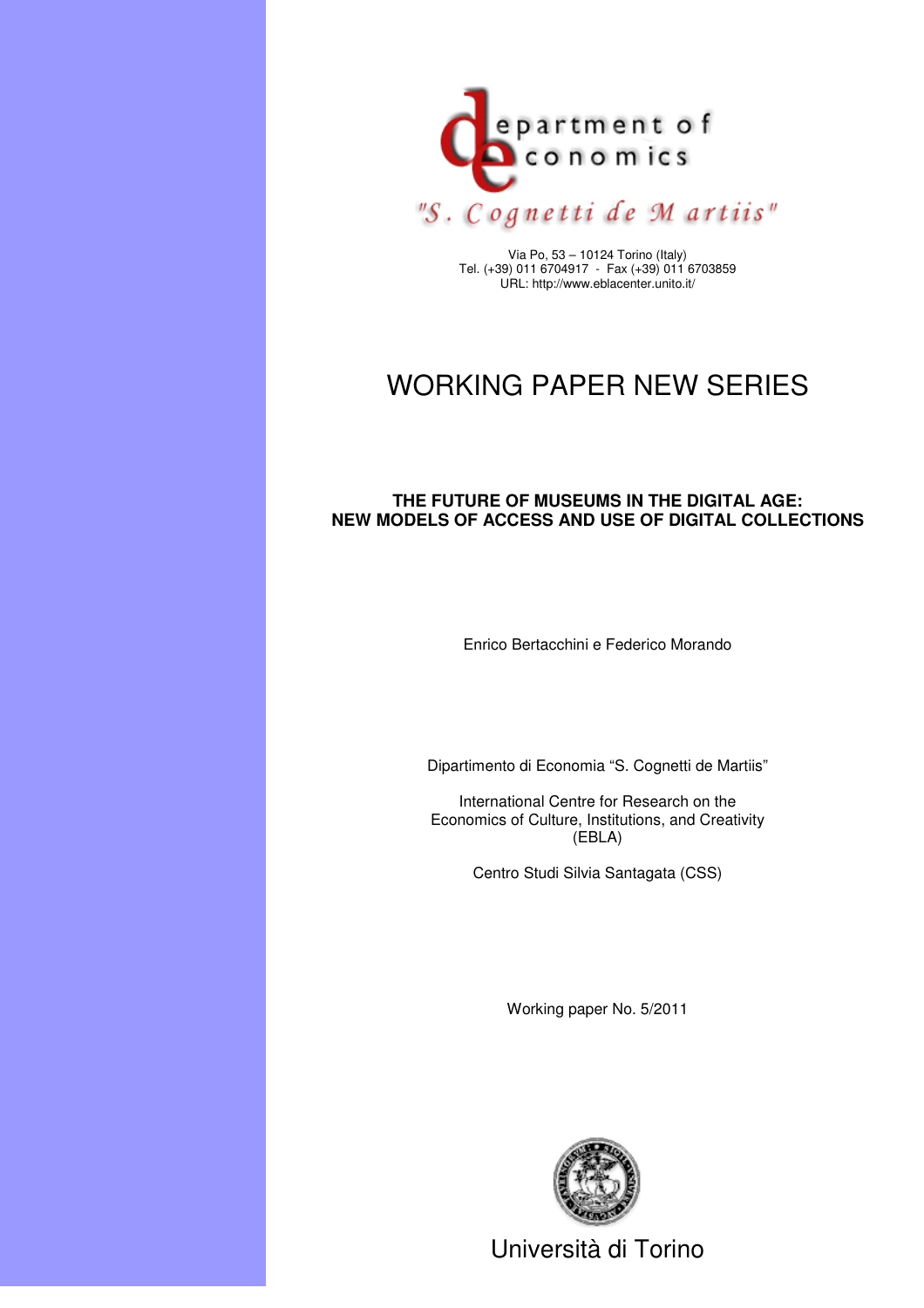department of economics

"S. Cognetti de Martiis"

Via Po, 53 – 10124 Torino (Italy)
Tel. (+39) 011 6704917 - Fax (+39) 011 6703859
URL: http://www.eblacenter.unito.it/

# WORKING PAPER NEW SERIES

## THE FUTURE OF MUSEUMS IN THE DIGITAL AGE: NEW MODELS OF ACCESS AND USE OF DIGITAL COLLECTIONS

Enrico Bertacchini e Federico Morando

Dipartimento di Economia "S. Cognetti de Martiis"

International Centre for Research on the Economics of Culture, Institutions, and Creativity (EBLA)

Centro Studi Silvia Santagata (CSS)

Working paper No. 5/2011

Università di Torino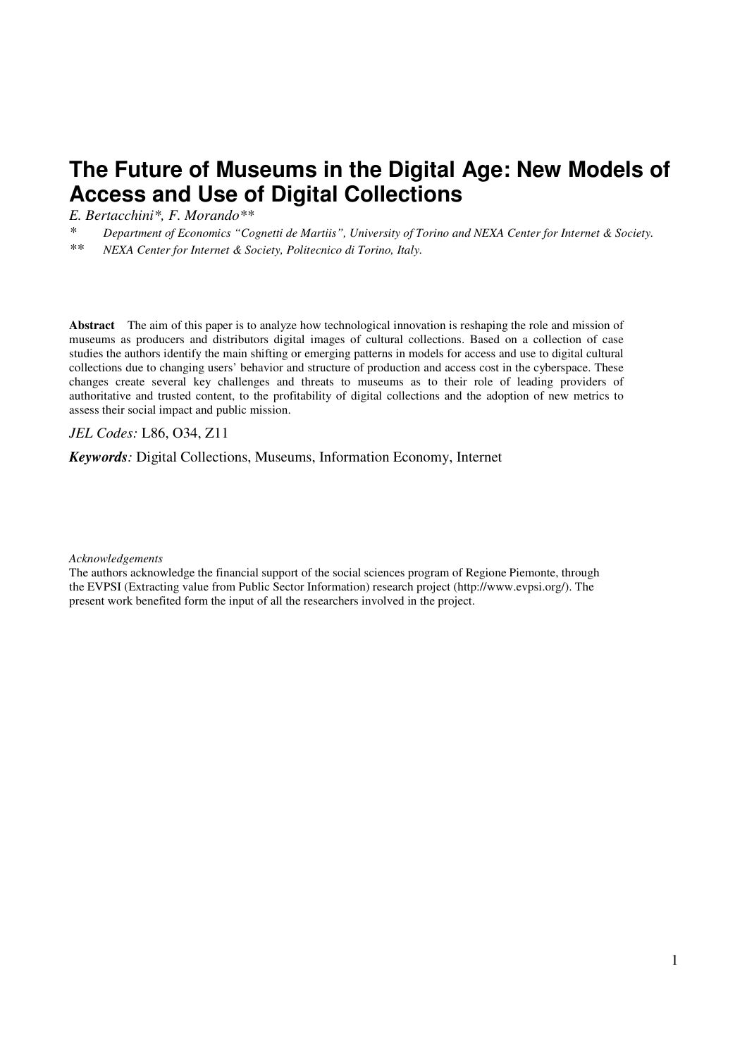# The Future of Museums in the Digital Age: New Models of Access and Use of Digital Collections

*E. Bertacchini\*, F. Morando\*\**

\* *Department of Economics "Cognetti de Martiis", University of Torino and NEXA Center for Internet & Society.*

\*\* *NEXA Center for Internet & Society, Politecnico di Torino, Italy.*

**Abstract** The aim of this paper is to analyze how technological innovation is reshaping the role and mission of museums as producers and distributors digital images of cultural collections. Based on a collection of case studies the authors identify the main shifting or emerging patterns in models for access and use to digital cultural collections due to changing users' behavior and structure of production and access cost in the cyberspace. These changes create several key challenges and threats to museums as to their role of leading providers of authoritative and trusted content, to the profitability of digital collections and the adoption of new metrics to assess their social impact and public mission.

*JEL Codes:* L86, O34, Z11

***Keywords**:* Digital Collections, Museums, Information Economy, Internet

*Acknowledgements*

The authors acknowledge the financial support of the social sciences program of Regione Piemonte, through the EVPSI (Extracting value from Public Sector Information) research project (http://www.evpsi.org/). The present work benefited form the input of all the researchers involved in the project.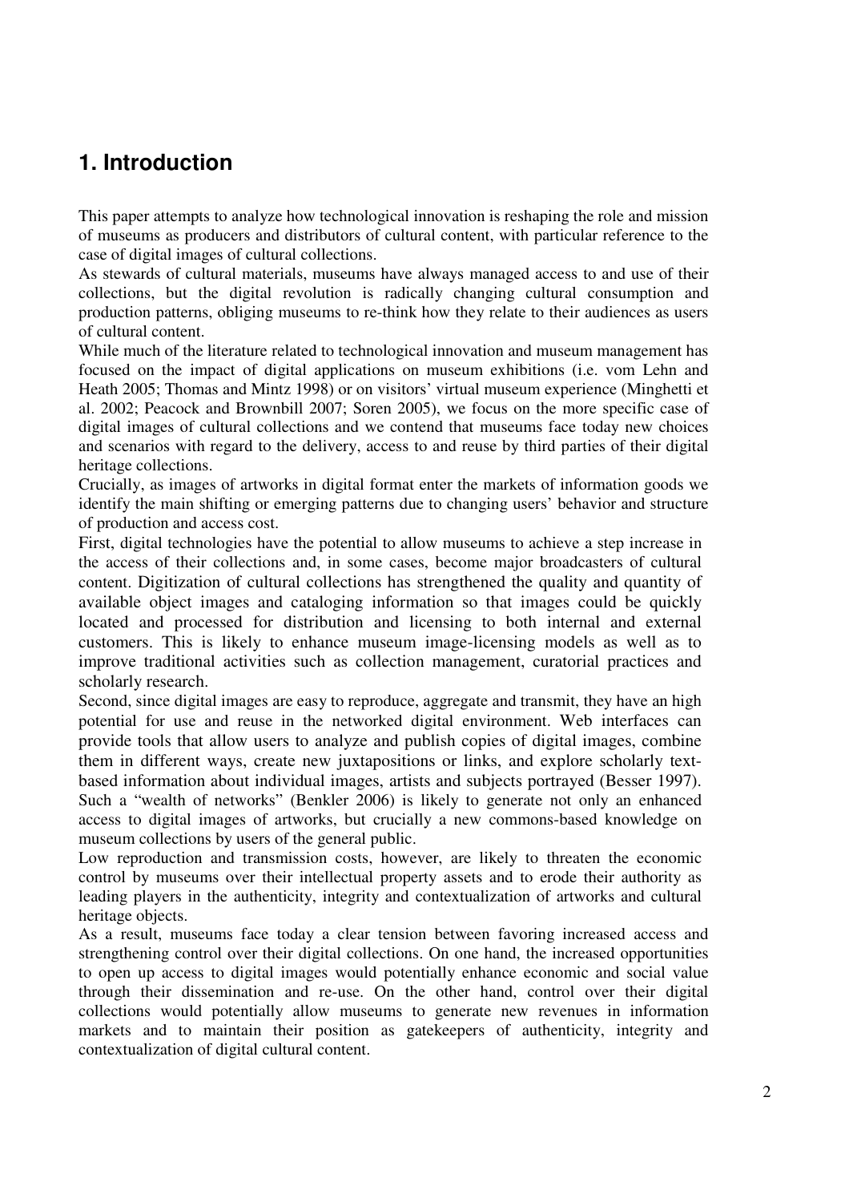## 1. Introduction

This paper attempts to analyze how technological innovation is reshaping the role and mission of museums as producers and distributors of cultural content, with particular reference to the case of digital images of cultural collections.

As stewards of cultural materials, museums have always managed access to and use of their collections, but the digital revolution is radically changing cultural consumption and production patterns, obliging museums to re-think how they relate to their audiences as users of cultural content.

While much of the literature related to technological innovation and museum management has focused on the impact of digital applications on museum exhibitions (i.e. vom Lehn and Heath 2005; Thomas and Mintz 1998) or on visitors' virtual museum experience (Minghetti et al. 2002; Peacock and Brownbill 2007; Soren 2005), we focus on the more specific case of digital images of cultural collections and we contend that museums face today new choices and scenarios with regard to the delivery, access to and reuse by third parties of their digital heritage collections.

Crucially, as images of artworks in digital format enter the markets of information goods we identify the main shifting or emerging patterns due to changing users' behavior and structure of production and access cost.

First, digital technologies have the potential to allow museums to achieve a step increase in the access of their collections and, in some cases, become major broadcasters of cultural content. Digitization of cultural collections has strengthened the quality and quantity of available object images and cataloging information so that images could be quickly located and processed for distribution and licensing to both internal and external customers. This is likely to enhance museum image-licensing models as well as to improve traditional activities such as collection management, curatorial practices and scholarly research.

Second, since digital images are easy to reproduce, aggregate and transmit, they have an high potential for use and reuse in the networked digital environment. Web interfaces can provide tools that allow users to analyze and publish copies of digital images, combine them in different ways, create new juxtapositions or links, and explore scholarly text-based information about individual images, artists and subjects portrayed (Besser 1997). Such a "wealth of networks" (Benkler 2006) is likely to generate not only an enhanced access to digital images of artworks, but crucially a new commons-based knowledge on museum collections by users of the general public.

Low reproduction and transmission costs, however, are likely to threaten the economic control by museums over their intellectual property assets and to erode their authority as leading players in the authenticity, integrity and contextualization of artworks and cultural heritage objects.

As a result, museums face today a clear tension between favoring increased access and strengthening control over their digital collections. On one hand, the increased opportunities to open up access to digital images would potentially enhance economic and social value through their dissemination and re-use. On the other hand, control over their digital collections would potentially allow museums to generate new revenues in information markets and to maintain their position as gatekeepers of authenticity, integrity and contextualization of digital cultural content.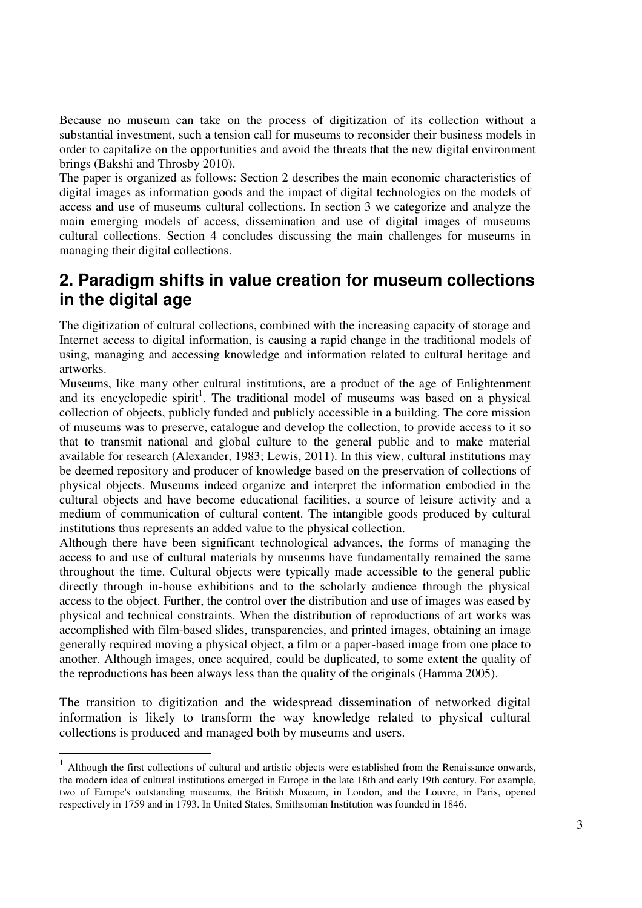Because no museum can take on the process of digitization of its collection without a substantial investment, such a tension call for museums to reconsider their business models in order to capitalize on the opportunities and avoid the threats that the new digital environment brings (Bakshi and Throsby 2010).

The paper is organized as follows: Section 2 describes the main economic characteristics of digital images as information goods and the impact of digital technologies on the models of access and use of museums cultural collections. In section 3 we categorize and analyze the main emerging models of access, dissemination and use of digital images of museums cultural collections. Section 4 concludes discussing the main challenges for museums in managing their digital collections.

## 2. Paradigm shifts in value creation for museum collections in the digital age

The digitization of cultural collections, combined with the increasing capacity of storage and Internet access to digital information, is causing a rapid change in the traditional models of using, managing and accessing knowledge and information related to cultural heritage and artworks.

Museums, like many other cultural institutions, are a product of the age of Enlightenment and its encyclopedic spirit[1]. The traditional model of museums was based on a physical collection of objects, publicly funded and publicly accessible in a building. The core mission of museums was to preserve, catalogue and develop the collection, to provide access to it so that to transmit national and global culture to the general public and to make material available for research (Alexander, 1983; Lewis, 2011). In this view, cultural institutions may be deemed repository and producer of knowledge based on the preservation of collections of physical objects. Museums indeed organize and interpret the information embodied in the cultural objects and have become educational facilities, a source of leisure activity and a medium of communication of cultural content. The intangible goods produced by cultural institutions thus represents an added value to the physical collection.

Although there have been significant technological advances, the forms of managing the access to and use of cultural materials by museums have fundamentally remained the same throughout the time. Cultural objects were typically made accessible to the general public directly through in-house exhibitions and to the scholarly audience through the physical access to the object. Further, the control over the distribution and use of images was eased by physical and technical constraints. When the distribution of reproductions of art works was accomplished with film-based slides, transparencies, and printed images, obtaining an image generally required moving a physical object, a film or a paper-based image from one place to another. Although images, once acquired, could be duplicated, to some extent the quality of the reproductions has been always less than the quality of the originals (Hamma 2005).

The transition to digitization and the widespread dissemination of networked digital information is likely to transform the way knowledge related to physical cultural collections is produced and managed both by museums and users.

[1] Although the first collections of cultural and artistic objects were established from the Renaissance onwards, the modern idea of cultural institutions emerged in Europe in the late 18th and early 19th century. For example, two of Europe's outstanding museums, the British Museum, in London, and the Louvre, in Paris, opened respectively in 1759 and in 1793. In United States, Smithsonian Institution was founded in 1846.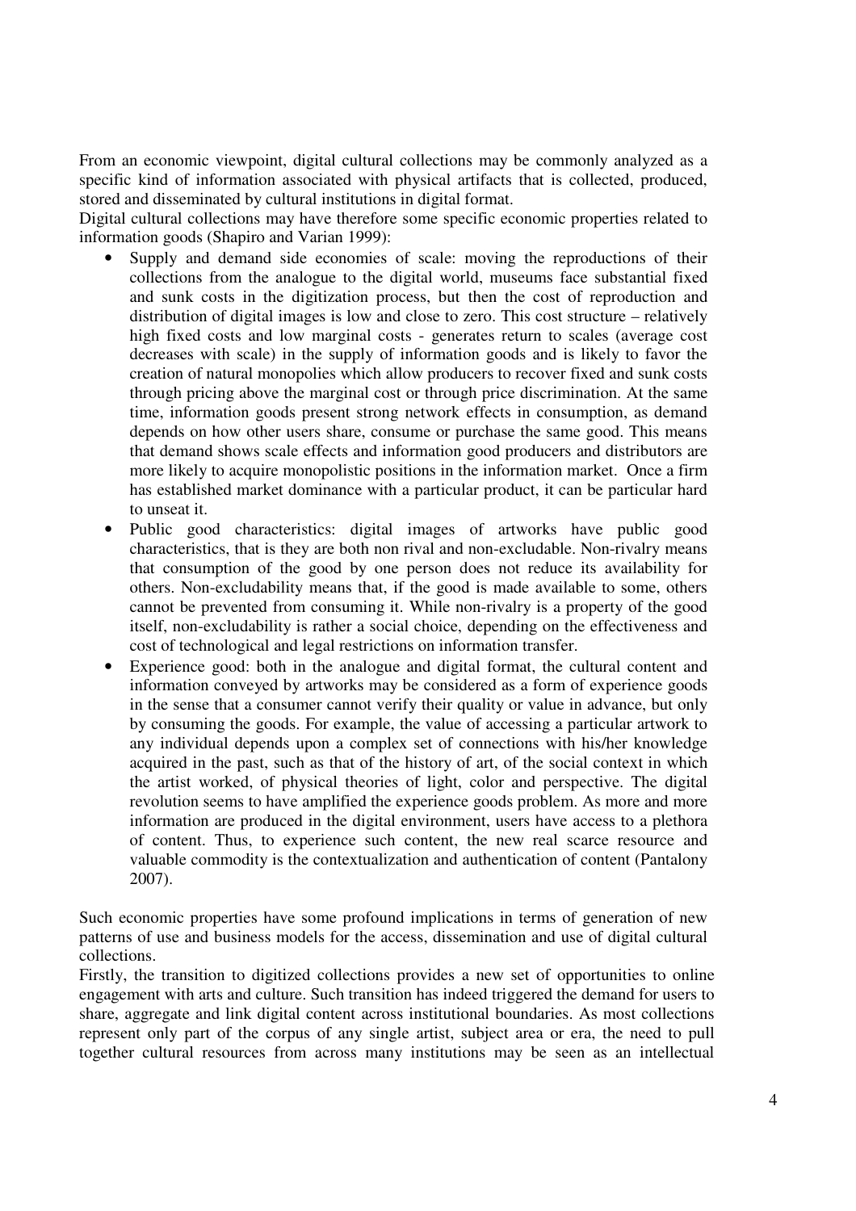From an economic viewpoint, digital cultural collections may be commonly analyzed as a specific kind of information associated with physical artifacts that is collected, produced, stored and disseminated by cultural institutions in digital format.

Digital cultural collections may have therefore some specific economic properties related to information goods (Shapiro and Varian 1999):

- Supply and demand side economies of scale: moving the reproductions of their collections from the analogue to the digital world, museums face substantial fixed and sunk costs in the digitization process, but then the cost of reproduction and distribution of digital images is low and close to zero. This cost structure – relatively high fixed costs and low marginal costs - generates return to scales (average cost decreases with scale) in the supply of information goods and is likely to favor the creation of natural monopolies which allow producers to recover fixed and sunk costs through pricing above the marginal cost or through price discrimination. At the same time, information goods present strong network effects in consumption, as demand depends on how other users share, consume or purchase the same good. This means that demand shows scale effects and information good producers and distributors are more likely to acquire monopolistic positions in the information market. Once a firm has established market dominance with a particular product, it can be particular hard to unseat it.
- Public good characteristics: digital images of artworks have public good characteristics, that is they are both non rival and non-excludable. Non-rivalry means that consumption of the good by one person does not reduce its availability for others. Non-excludability means that, if the good is made available to some, others cannot be prevented from consuming it. While non-rivalry is a property of the good itself, non-excludability is rather a social choice, depending on the effectiveness and cost of technological and legal restrictions on information transfer.
- Experience good: both in the analogue and digital format, the cultural content and information conveyed by artworks may be considered as a form of experience goods in the sense that a consumer cannot verify their quality or value in advance, but only by consuming the goods. For example, the value of accessing a particular artwork to any individual depends upon a complex set of connections with his/her knowledge acquired in the past, such as that of the history of art, of the social context in which the artist worked, of physical theories of light, color and perspective. The digital revolution seems to have amplified the experience goods problem. As more and more information are produced in the digital environment, users have access to a plethora of content. Thus, to experience such content, the new real scarce resource and valuable commodity is the contextualization and authentication of content (Pantalony 2007).

Such economic properties have some profound implications in terms of generation of new patterns of use and business models for the access, dissemination and use of digital cultural collections.

Firstly, the transition to digitized collections provides a new set of opportunities to online engagement with arts and culture. Such transition has indeed triggered the demand for users to share, aggregate and link digital content across institutional boundaries. As most collections represent only part of the corpus of any single artist, subject area or era, the need to pull together cultural resources from across many institutions may be seen as an intellectual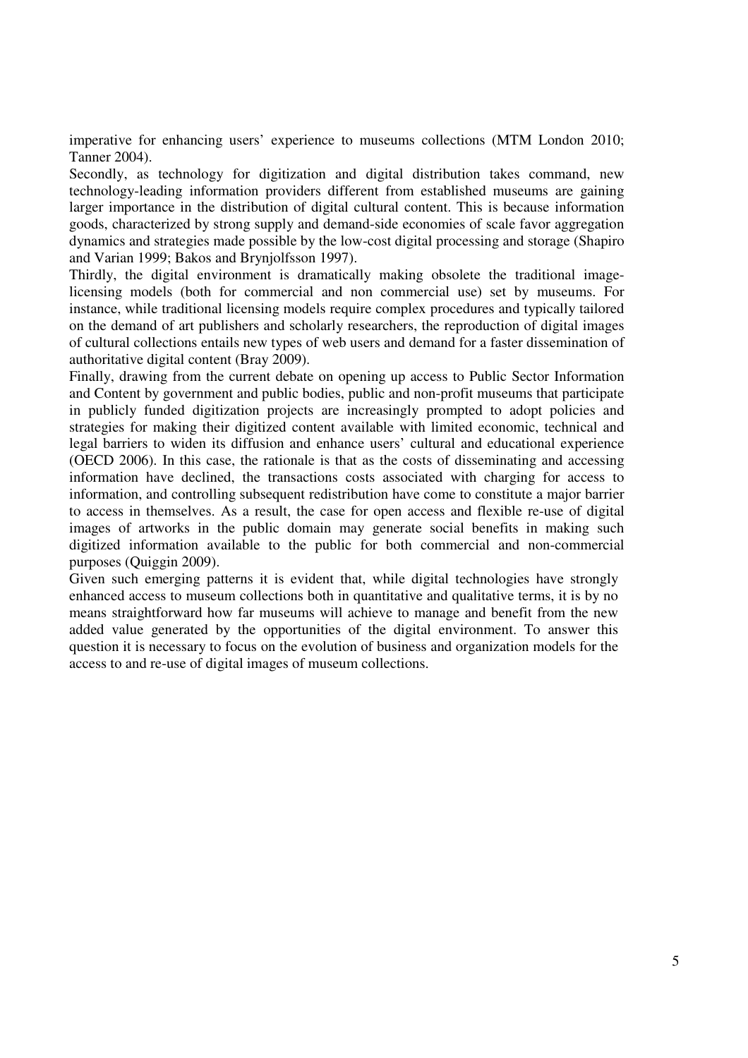imperative for enhancing users' experience to museums collections (MTM London 2010; Tanner 2004).

Secondly, as technology for digitization and digital distribution takes command, new technology-leading information providers different from established museums are gaining larger importance in the distribution of digital cultural content. This is because information goods, characterized by strong supply and demand-side economies of scale favor aggregation dynamics and strategies made possible by the low-cost digital processing and storage (Shapiro and Varian 1999; Bakos and Brynjolfsson 1997).

Thirdly, the digital environment is dramatically making obsolete the traditional image-licensing models (both for commercial and non commercial use) set by museums. For instance, while traditional licensing models require complex procedures and typically tailored on the demand of art publishers and scholarly researchers, the reproduction of digital images of cultural collections entails new types of web users and demand for a faster dissemination of authoritative digital content (Bray 2009).

Finally, drawing from the current debate on opening up access to Public Sector Information and Content by government and public bodies, public and non-profit museums that participate in publicly funded digitization projects are increasingly prompted to adopt policies and strategies for making their digitized content available with limited economic, technical and legal barriers to widen its diffusion and enhance users' cultural and educational experience (OECD 2006). In this case, the rationale is that as the costs of disseminating and accessing information have declined, the transactions costs associated with charging for access to information, and controlling subsequent redistribution have come to constitute a major barrier to access in themselves. As a result, the case for open access and flexible re-use of digital images of artworks in the public domain may generate social benefits in making such digitized information available to the public for both commercial and non-commercial purposes (Quiggin 2009).

Given such emerging patterns it is evident that, while digital technologies have strongly enhanced access to museum collections both in quantitative and qualitative terms, it is by no means straightforward how far museums will achieve to manage and benefit from the new added value generated by the opportunities of the digital environment. To answer this question it is necessary to focus on the evolution of business and organization models for the access to and re-use of digital images of museum collections.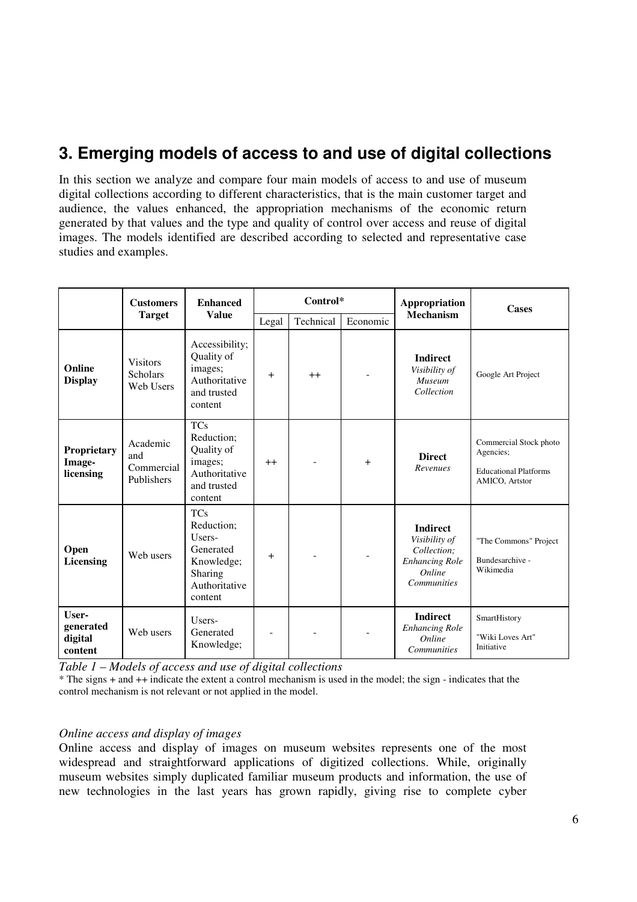## 3. Emerging models of access to and use of digital collections

In this section we analyze and compare four main models of access to and use of museum digital collections according to different characteristics, that is the main customer target and audience, the values enhanced, the appropriation mechanisms of the economic return generated by that values and the type and quality of control over access and reuse of digital images. The models identified are described according to selected and representative case studies and examples.

| | Customers Target | Enhanced Value | Control* | | | Appropriation Mechanism | Cases |
|---|---|---|---|---|---|---|---|
| | | | Legal | Technical | Economic | | |
| **Online Display** | Visitors Scholars Web Users | Accessibility; Quality of images; Authoritative and trusted content | + | ++ | - | **Indirect** *Visibility of Museum Collection* | Google Art Project |
| **Proprietary Image-licensing** | Academic and Commercial Publishers | TCs Reduction; Quality of images; Authoritative and trusted content | ++ | - | + | **Direct** *Revenues* | Commercial Stock photo Agencies; Educational Platforms AMICO, Artstor |
| **Open Licensing** | Web users | TCs Reduction; Users-Generated Knowledge; Sharing Authoritative content | + | - | - | **Indirect** *Visibility of Collection; Enhancing Role Online Communities* | "The Commons" Project Bundesarchive - Wikimedia |
| **User-generated digital content** | Web users | Users-Generated Knowledge; | - | - | - | **Indirect** *Enhancing Role Online Communities* | SmartHistory "Wiki Loves Art" Initiative |

*Table 1 – Models of access and use of digital collections*

* The signs + and ++ indicate the extent a control mechanism is used in the model; the sign - indicates that the control mechanism is not relevant or not applied in the model.

*Online access and display of images*

Online access and display of images on museum websites represents one of the most widespread and straightforward applications of digitized collections. While, originally museum websites simply duplicated familiar museum products and information, the use of new technologies in the last years has grown rapidly, giving rise to complete cyber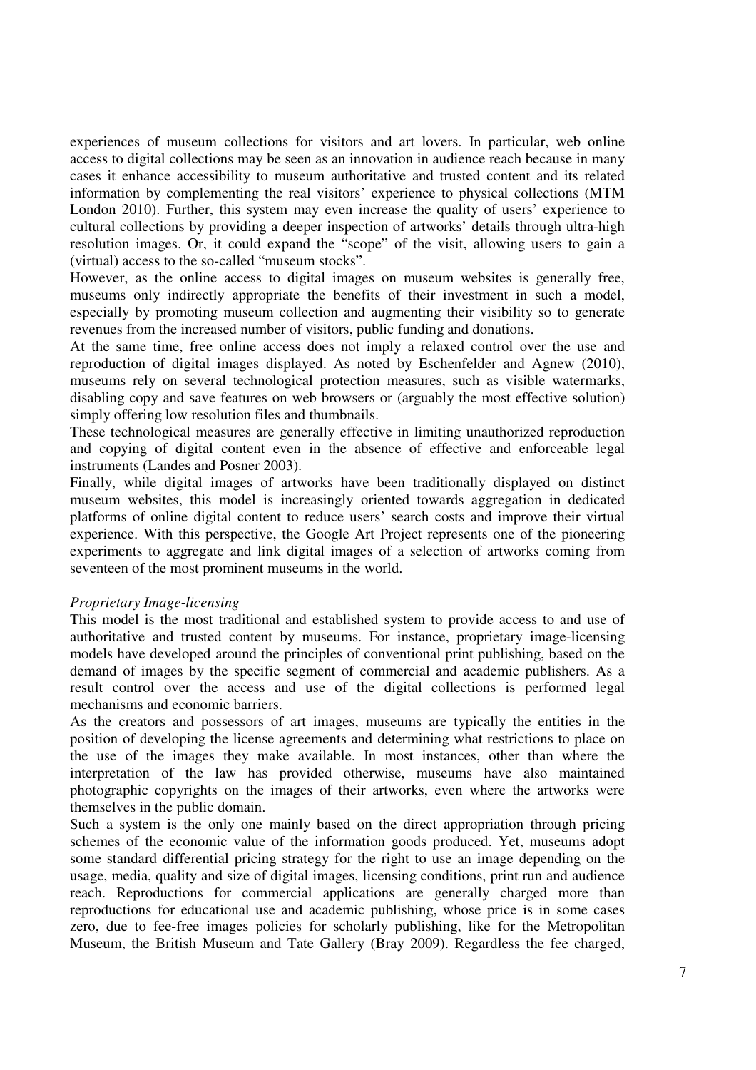experiences of museum collections for visitors and art lovers. In particular, web online access to digital collections may be seen as an innovation in audience reach because in many cases it enhance accessibility to museum authoritative and trusted content and its related information by complementing the real visitors' experience to physical collections (MTM London 2010). Further, this system may even increase the quality of users' experience to cultural collections by providing a deeper inspection of artworks' details through ultra-high resolution images. Or, it could expand the "scope" of the visit, allowing users to gain a (virtual) access to the so-called "museum stocks".

However, as the online access to digital images on museum websites is generally free, museums only indirectly appropriate the benefits of their investment in such a model, especially by promoting museum collection and augmenting their visibility so to generate revenues from the increased number of visitors, public funding and donations.

At the same time, free online access does not imply a relaxed control over the use and reproduction of digital images displayed. As noted by Eschenfelder and Agnew (2010), museums rely on several technological protection measures, such as visible watermarks, disabling copy and save features on web browsers or (arguably the most effective solution) simply offering low resolution files and thumbnails.

These technological measures are generally effective in limiting unauthorized reproduction and copying of digital content even in the absence of effective and enforceable legal instruments (Landes and Posner 2003).

Finally, while digital images of artworks have been traditionally displayed on distinct museum websites, this model is increasingly oriented towards aggregation in dedicated platforms of online digital content to reduce users' search costs and improve their virtual experience. With this perspective, the Google Art Project represents one of the pioneering experiments to aggregate and link digital images of a selection of artworks coming from seventeen of the most prominent museums in the world.

*Proprietary Image-licensing*

This model is the most traditional and established system to provide access to and use of authoritative and trusted content by museums. For instance, proprietary image-licensing models have developed around the principles of conventional print publishing, based on the demand of images by the specific segment of commercial and academic publishers. As a result control over the access and use of the digital collections is performed legal mechanisms and economic barriers.

As the creators and possessors of art images, museums are typically the entities in the position of developing the license agreements and determining what restrictions to place on the use of the images they make available. In most instances, other than where the interpretation of the law has provided otherwise, museums have also maintained photographic copyrights on the images of their artworks, even where the artworks were themselves in the public domain.

Such a system is the only one mainly based on the direct appropriation through pricing schemes of the economic value of the information goods produced. Yet, museums adopt some standard differential pricing strategy for the right to use an image depending on the usage, media, quality and size of digital images, licensing conditions, print run and audience reach. Reproductions for commercial applications are generally charged more than reproductions for educational use and academic publishing, whose price is in some cases zero, due to fee-free images policies for scholarly publishing, like for the Metropolitan Museum, the British Museum and Tate Gallery (Bray 2009). Regardless the fee charged,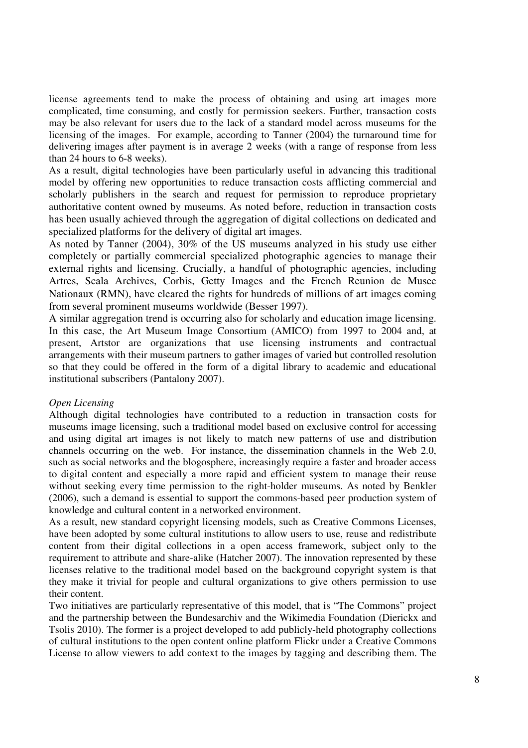license agreements tend to make the process of obtaining and using art images more complicated, time consuming, and costly for permission seekers. Further, transaction costs may be also relevant for users due to the lack of a standard model across museums for the licensing of the images. For example, according to Tanner (2004) the turnaround time for delivering images after payment is in average 2 weeks (with a range of response from less than 24 hours to 6-8 weeks).

As a result, digital technologies have been particularly useful in advancing this traditional model by offering new opportunities to reduce transaction costs afflicting commercial and scholarly publishers in the search and request for permission to reproduce proprietary authoritative content owned by museums. As noted before, reduction in transaction costs has been usually achieved through the aggregation of digital collections on dedicated and specialized platforms for the delivery of digital art images.

As noted by Tanner (2004), 30% of the US museums analyzed in his study use either completely or partially commercial specialized photographic agencies to manage their external rights and licensing. Crucially, a handful of photographic agencies, including Artres, Scala Archives, Corbis, Getty Images and the French Reunion de Musee Nationaux (RMN), have cleared the rights for hundreds of millions of art images coming from several prominent museums worldwide (Besser 1997).

A similar aggregation trend is occurring also for scholarly and education image licensing. In this case, the Art Museum Image Consortium (AMICO) from 1997 to 2004 and, at present, Artstor are organizations that use licensing instruments and contractual arrangements with their museum partners to gather images of varied but controlled resolution so that they could be offered in the form of a digital library to academic and educational institutional subscribers (Pantalony 2007).

*Open Licensing*

Although digital technologies have contributed to a reduction in transaction costs for museums image licensing, such a traditional model based on exclusive control for accessing and using digital art images is not likely to match new patterns of use and distribution channels occurring on the web. For instance, the dissemination channels in the Web 2.0, such as social networks and the blogosphere, increasingly require a faster and broader access to digital content and especially a more rapid and efficient system to manage their reuse without seeking every time permission to the right-holder museums. As noted by Benkler (2006), such a demand is essential to support the commons-based peer production system of knowledge and cultural content in a networked environment.

As a result, new standard copyright licensing models, such as Creative Commons Licenses, have been adopted by some cultural institutions to allow users to use, reuse and redistribute content from their digital collections in a open access framework, subject only to the requirement to attribute and share-alike (Hatcher 2007). The innovation represented by these licenses relative to the traditional model based on the background copyright system is that they make it trivial for people and cultural organizations to give others permission to use their content.

Two initiatives are particularly representative of this model, that is "The Commons" project and the partnership between the Bundesarchiv and the Wikimedia Foundation (Dierickx and Tsolis 2010). The former is a project developed to add publicly-held photography collections of cultural institutions to the open content online platform Flickr under a Creative Commons License to allow viewers to add context to the images by tagging and describing them. The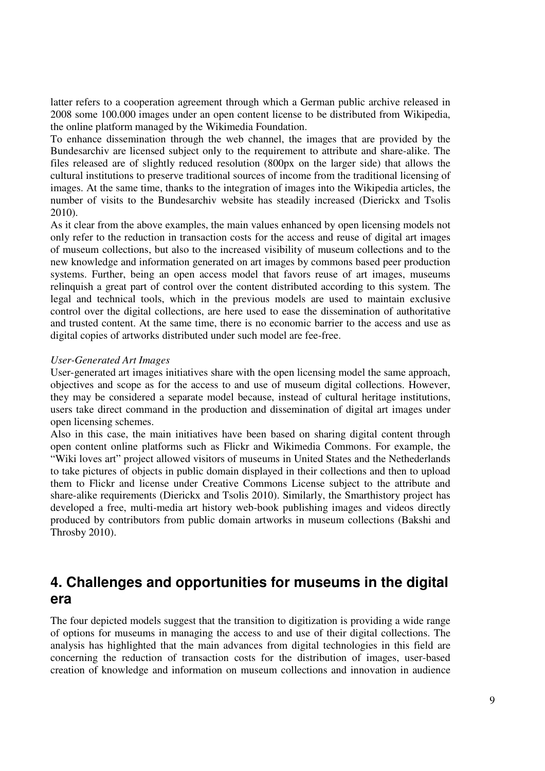latter refers to a cooperation agreement through which a German public archive released in 2008 some 100.000 images under an open content license to be distributed from Wikipedia, the online platform managed by the Wikimedia Foundation.

To enhance dissemination through the web channel, the images that are provided by the Bundesarchiv are licensed subject only to the requirement to attribute and share-alike. The files released are of slightly reduced resolution (800px on the larger side) that allows the cultural institutions to preserve traditional sources of income from the traditional licensing of images. At the same time, thanks to the integration of images into the Wikipedia articles, the number of visits to the Bundesarchiv website has steadily increased (Dierickx and Tsolis 2010).

As it clear from the above examples, the main values enhanced by open licensing models not only refer to the reduction in transaction costs for the access and reuse of digital art images of museum collections, but also to the increased visibility of museum collections and to the new knowledge and information generated on art images by commons based peer production systems. Further, being an open access model that favors reuse of art images, museums relinquish a great part of control over the content distributed according to this system. The legal and technical tools, which in the previous models are used to maintain exclusive control over the digital collections, are here used to ease the dissemination of authoritative and trusted content. At the same time, there is no economic barrier to the access and use as digital copies of artworks distributed under such model are fee-free.

*User-Generated Art Images*

User-generated art images initiatives share with the open licensing model the same approach, objectives and scope as for the access to and use of museum digital collections. However, they may be considered a separate model because, instead of cultural heritage institutions, users take direct command in the production and dissemination of digital art images under open licensing schemes.

Also in this case, the main initiatives have been based on sharing digital content through open content online platforms such as Flickr and Wikimedia Commons. For example, the "Wiki loves art" project allowed visitors of museums in United States and the Nethederlands to take pictures of objects in public domain displayed in their collections and then to upload them to Flickr and license under Creative Commons License subject to the attribute and share-alike requirements (Dierickx and Tsolis 2010). Similarly, the Smarthistory project has developed a free, multi-media art history web-book publishing images and videos directly produced by contributors from public domain artworks in museum collections (Bakshi and Throsby 2010).

# 4. Challenges and opportunities for museums in the digital era

The four depicted models suggest that the transition to digitization is providing a wide range of options for museums in managing the access to and use of their digital collections. The analysis has highlighted that the main advances from digital technologies in this field are concerning the reduction of transaction costs for the distribution of images, user-based creation of knowledge and information on museum collections and innovation in audience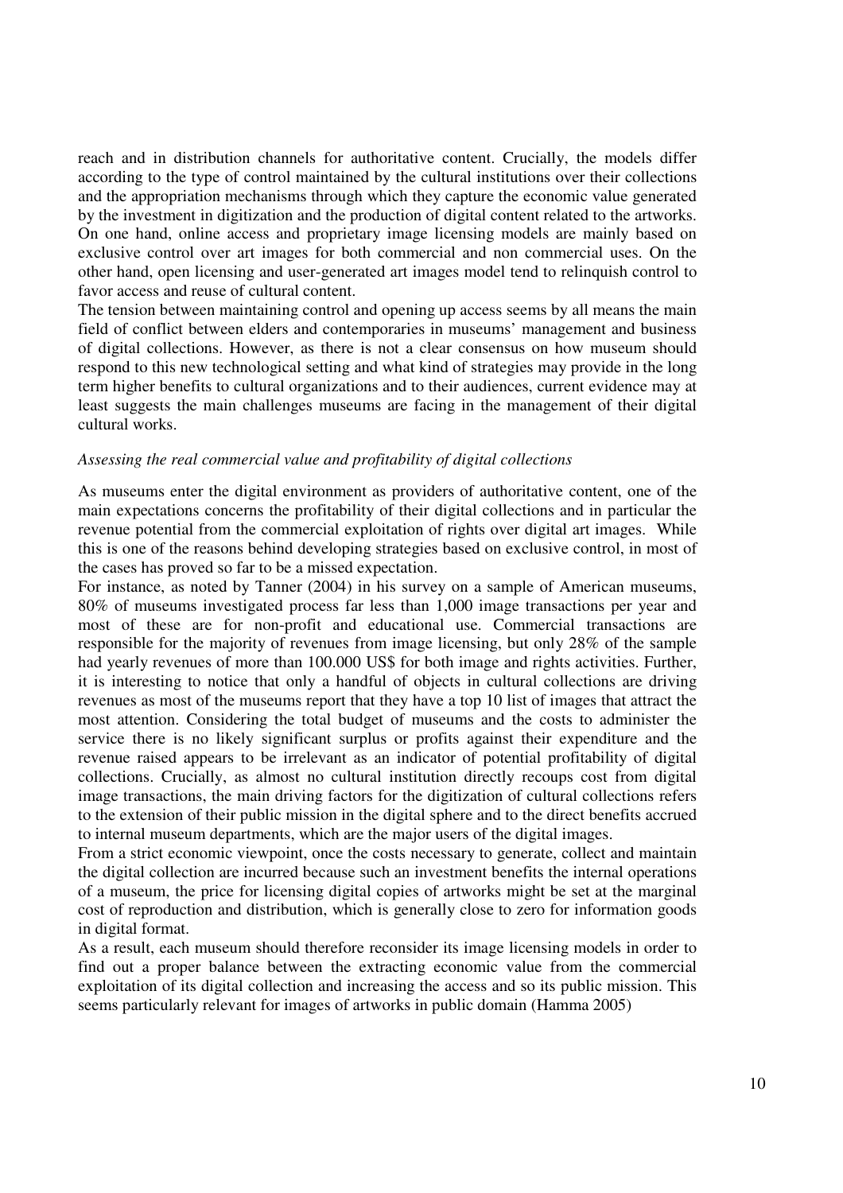reach and in distribution channels for authoritative content. Crucially, the models differ according to the type of control maintained by the cultural institutions over their collections and the appropriation mechanisms through which they capture the economic value generated by the investment in digitization and the production of digital content related to the artworks. On one hand, online access and proprietary image licensing models are mainly based on exclusive control over art images for both commercial and non commercial uses. On the other hand, open licensing and user-generated art images model tend to relinquish control to favor access and reuse of cultural content.

The tension between maintaining control and opening up access seems by all means the main field of conflict between elders and contemporaries in museums' management and business of digital collections. However, as there is not a clear consensus on how museum should respond to this new technological setting and what kind of strategies may provide in the long term higher benefits to cultural organizations and to their audiences, current evidence may at least suggests the main challenges museums are facing in the management of their digital cultural works.

*Assessing the real commercial value and profitability of digital collections*

As museums enter the digital environment as providers of authoritative content, one of the main expectations concerns the profitability of their digital collections and in particular the revenue potential from the commercial exploitation of rights over digital art images. While this is one of the reasons behind developing strategies based on exclusive control, in most of the cases has proved so far to be a missed expectation.

For instance, as noted by Tanner (2004) in his survey on a sample of American museums, 80% of museums investigated process far less than 1,000 image transactions per year and most of these are for non-profit and educational use. Commercial transactions are responsible for the majority of revenues from image licensing, but only 28% of the sample had yearly revenues of more than 100.000 US$ for both image and rights activities. Further, it is interesting to notice that only a handful of objects in cultural collections are driving revenues as most of the museums report that they have a top 10 list of images that attract the most attention. Considering the total budget of museums and the costs to administer the service there is no likely significant surplus or profits against their expenditure and the revenue raised appears to be irrelevant as an indicator of potential profitability of digital collections. Crucially, as almost no cultural institution directly recoups cost from digital image transactions, the main driving factors for the digitization of cultural collections refers to the extension of their public mission in the digital sphere and to the direct benefits accrued to internal museum departments, which are the major users of the digital images.

From a strict economic viewpoint, once the costs necessary to generate, collect and maintain the digital collection are incurred because such an investment benefits the internal operations of a museum, the price for licensing digital copies of artworks might be set at the marginal cost of reproduction and distribution, which is generally close to zero for information goods in digital format.

As a result, each museum should therefore reconsider its image licensing models in order to find out a proper balance between the extracting economic value from the commercial exploitation of its digital collection and increasing the access and so its public mission. This seems particularly relevant for images of artworks in public domain (Hamma 2005)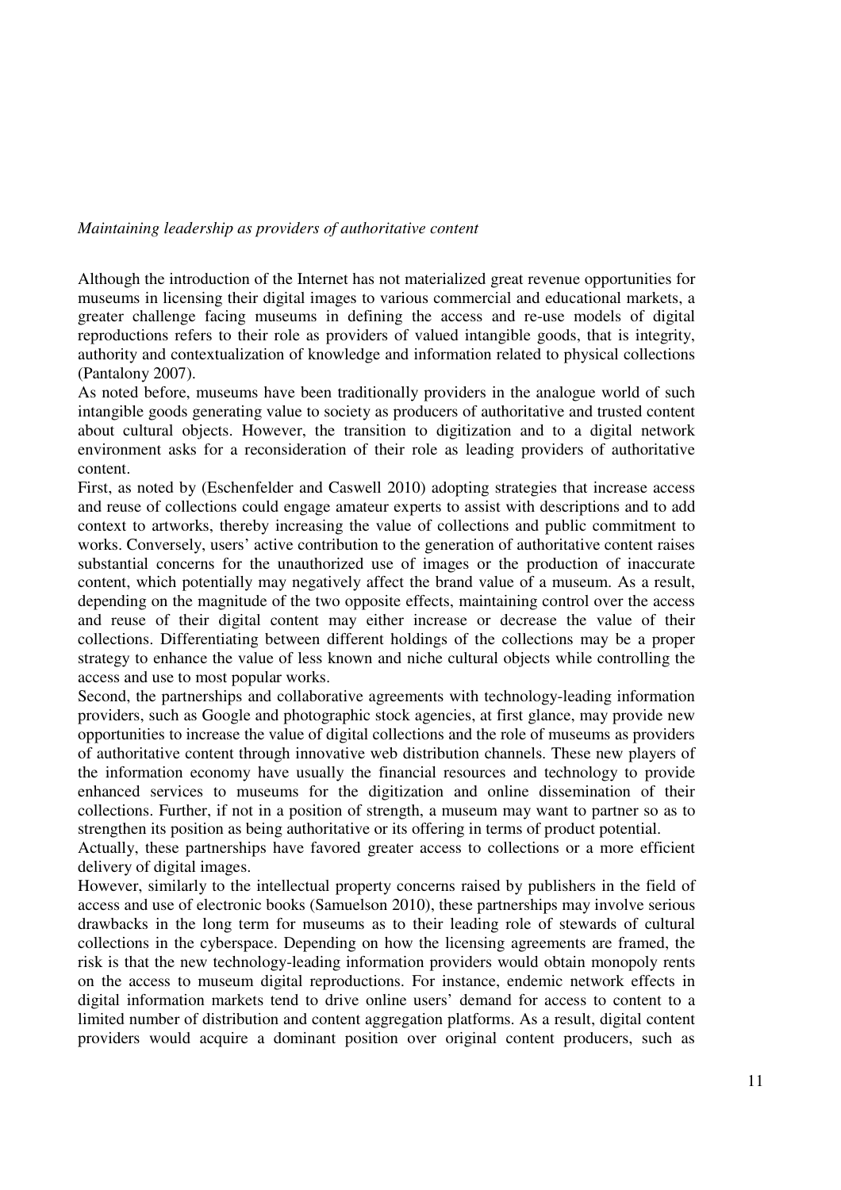*Maintaining leadership as providers of authoritative content*

Although the introduction of the Internet has not materialized great revenue opportunities for museums in licensing their digital images to various commercial and educational markets, a greater challenge facing museums in defining the access and re-use models of digital reproductions refers to their role as providers of valued intangible goods, that is integrity, authority and contextualization of knowledge and information related to physical collections (Pantalony 2007).

As noted before, museums have been traditionally providers in the analogue world of such intangible goods generating value to society as producers of authoritative and trusted content about cultural objects. However, the transition to digitization and to a digital network environment asks for a reconsideration of their role as leading providers of authoritative content.

First, as noted by (Eschenfelder and Caswell 2010) adopting strategies that increase access and reuse of collections could engage amateur experts to assist with descriptions and to add context to artworks, thereby increasing the value of collections and public commitment to works. Conversely, users' active contribution to the generation of authoritative content raises substantial concerns for the unauthorized use of images or the production of inaccurate content, which potentially may negatively affect the brand value of a museum. As a result, depending on the magnitude of the two opposite effects, maintaining control over the access and reuse of their digital content may either increase or decrease the value of their collections. Differentiating between different holdings of the collections may be a proper strategy to enhance the value of less known and niche cultural objects while controlling the access and use to most popular works.

Second, the partnerships and collaborative agreements with technology-leading information providers, such as Google and photographic stock agencies, at first glance, may provide new opportunities to increase the value of digital collections and the role of museums as providers of authoritative content through innovative web distribution channels. These new players of the information economy have usually the financial resources and technology to provide enhanced services to museums for the digitization and online dissemination of their collections. Further, if not in a position of strength, a museum may want to partner so as to strengthen its position as being authoritative or its offering in terms of product potential.

Actually, these partnerships have favored greater access to collections or a more efficient delivery of digital images.

However, similarly to the intellectual property concerns raised by publishers in the field of access and use of electronic books (Samuelson 2010), these partnerships may involve serious drawbacks in the long term for museums as to their leading role of stewards of cultural collections in the cyberspace. Depending on how the licensing agreements are framed, the risk is that the new technology-leading information providers would obtain monopoly rents on the access to museum digital reproductions. For instance, endemic network effects in digital information markets tend to drive online users' demand for access to content to a limited number of distribution and content aggregation platforms. As a result, digital content providers would acquire a dominant position over original content producers, such as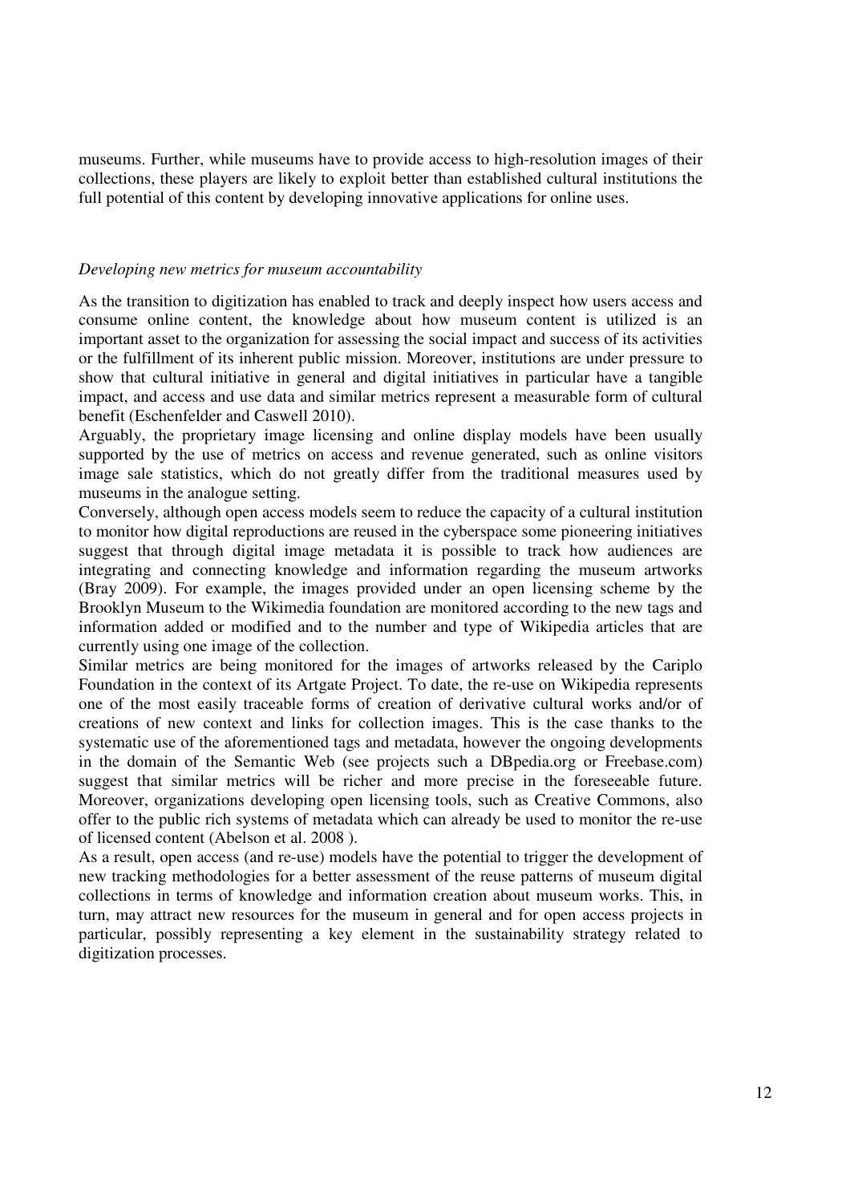museums. Further, while museums have to provide access to high-resolution images of their collections, these players are likely to exploit better than established cultural institutions the full potential of this content by developing innovative applications for online uses.

*Developing new metrics for museum accountability*

As the transition to digitization has enabled to track and deeply inspect how users access and consume online content, the knowledge about how museum content is utilized is an important asset to the organization for assessing the social impact and success of its activities or the fulfillment of its inherent public mission. Moreover, institutions are under pressure to show that cultural initiative in general and digital initiatives in particular have a tangible impact, and access and use data and similar metrics represent a measurable form of cultural benefit (Eschenfelder and Caswell 2010).

Arguably, the proprietary image licensing and online display models have been usually supported by the use of metrics on access and revenue generated, such as online visitors image sale statistics, which do not greatly differ from the traditional measures used by museums in the analogue setting.

Conversely, although open access models seem to reduce the capacity of a cultural institution to monitor how digital reproductions are reused in the cyberspace some pioneering initiatives suggest that through digital image metadata it is possible to track how audiences are integrating and connecting knowledge and information regarding the museum artworks (Bray 2009). For example, the images provided under an open licensing scheme by the Brooklyn Museum to the Wikimedia foundation are monitored according to the new tags and information added or modified and to the number and type of Wikipedia articles that are currently using one image of the collection.

Similar metrics are being monitored for the images of artworks released by the Cariplo Foundation in the context of its Artgate Project. To date, the re-use on Wikipedia represents one of the most easily traceable forms of creation of derivative cultural works and/or of creations of new context and links for collection images. This is the case thanks to the systematic use of the aforementioned tags and metadata, however the ongoing developments in the domain of the Semantic Web (see projects such a DBpedia.org or Freebase.com) suggest that similar metrics will be richer and more precise in the foreseeable future. Moreover, organizations developing open licensing tools, such as Creative Commons, also offer to the public rich systems of metadata which can already be used to monitor the re-use of licensed content (Abelson et al. 2008 ).

As a result, open access (and re-use) models have the potential to trigger the development of new tracking methodologies for a better assessment of the reuse patterns of museum digital collections in terms of knowledge and information creation about museum works. This, in turn, may attract new resources for the museum in general and for open access projects in particular, possibly representing a key element in the sustainability strategy related to digitization processes.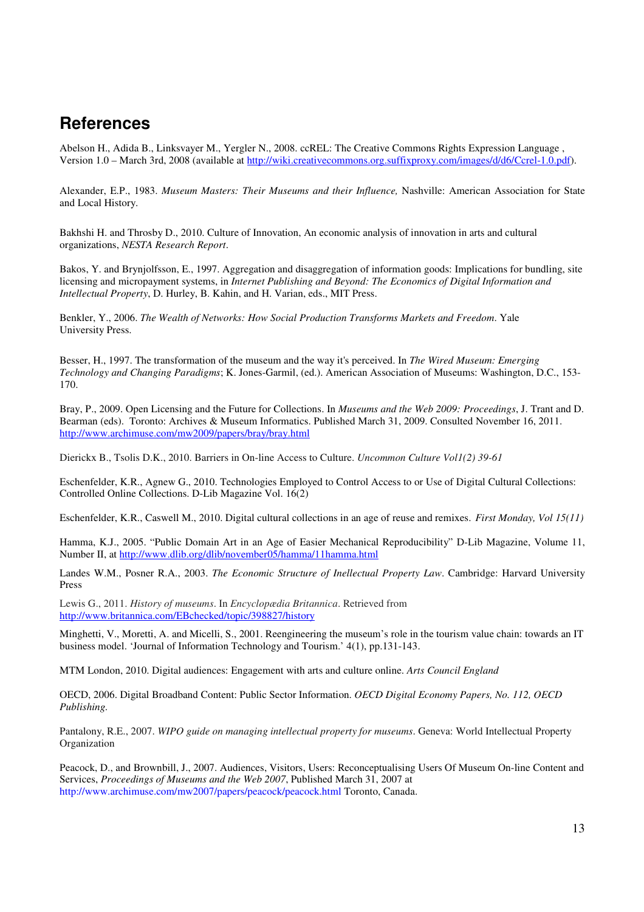## References

Abelson H., Adida B., Linksvayer M., Yergler N., 2008. ccREL: The Creative Commons Rights Expression Language , Version 1.0 – March 3rd, 2008 (available at http://wiki.creativecommons.org.suffixproxy.com/images/d/d6/Ccrel-1.0.pdf).

Alexander, E.P., 1983. *Museum Masters: Their Museums and their Influence,* Nashville: American Association for State and Local History.

Bakhshi H. and Throsby D., 2010. Culture of Innovation, An economic analysis of innovation in arts and cultural organizations, *NESTA Research Report*.

Bakos, Y. and Brynjolfsson, E., 1997. Aggregation and disaggregation of information goods: Implications for bundling, site licensing and micropayment systems, in *Internet Publishing and Beyond: The Economics of Digital Information and Intellectual Property*, D. Hurley, B. Kahin, and H. Varian, eds., MIT Press.

Benkler, Y., 2006. *The Wealth of Networks: How Social Production Transforms Markets and Freedom*. Yale University Press.

Besser, H., 1997. The transformation of the museum and the way it's perceived. In *The Wired Museum: Emerging Technology and Changing Paradigms*; K. Jones-Garmil, (ed.). American Association of Museums: Washington, D.C., 153-170.

Bray, P., 2009. Open Licensing and the Future for Collections. In *Museums and the Web 2009: Proceedings*, J. Trant and D. Bearman (eds). Toronto: Archives & Museum Informatics. Published March 31, 2009. Consulted November 16, 2011. http://www.archimuse.com/mw2009/papers/bray/bray.html

Dierickx B., Tsolis D.K., 2010. Barriers in On-line Access to Culture. *Uncommon Culture Vol1(2) 39-61*

Eschenfelder, K.R., Agnew G., 2010. Technologies Employed to Control Access to or Use of Digital Cultural Collections: Controlled Online Collections. D-Lib Magazine Vol. 16(2)

Eschenfelder, K.R., Caswell M., 2010. Digital cultural collections in an age of reuse and remixes. *First Monday, Vol 15(11)*

Hamma, K.J., 2005. "Public Domain Art in an Age of Easier Mechanical Reproducibility" D-Lib Magazine, Volume 11, Number II, at http://www.dlib.org/dlib/november05/hamma/11hamma.html

Landes W.M., Posner R.A., 2003. *The Economic Structure of Inellectual Property Law*. Cambridge: Harvard University Press

Lewis G., 2011. *History of museums*. In *Encyclopædia Britannica*. Retrieved from http://www.britannica.com/EBchecked/topic/398827/history

Minghetti, V., Moretti, A. and Micelli, S., 2001. Reengineering the museum's role in the tourism value chain: towards an IT business model. 'Journal of Information Technology and Tourism.' 4(1), pp.131-143.

MTM London, 2010. Digital audiences: Engagement with arts and culture online. *Arts Council England*

OECD, 2006. Digital Broadband Content: Public Sector Information. *OECD Digital Economy Papers, No. 112, OECD Publishing.*

Pantalony, R.E., 2007. *WIPO guide on managing intellectual property for museums*. Geneva: World Intellectual Property Organization

Peacock, D., and Brownbill, J., 2007. Audiences, Visitors, Users: Reconceptualising Users Of Museum On-line Content and Services, *Proceedings of Museums and the Web 2007*, Published March 31, 2007 at http://www.archimuse.com/mw2007/papers/peacock/peacock.html Toronto, Canada.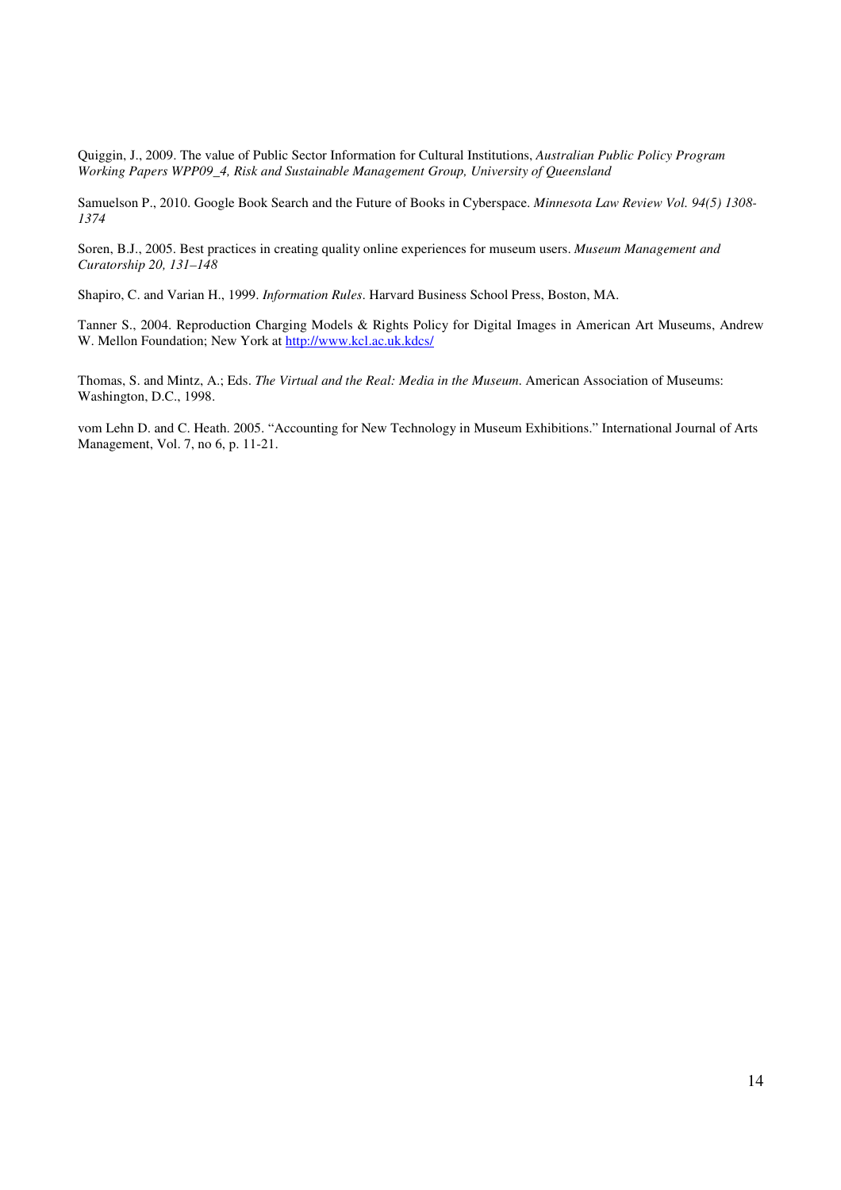Quiggin, J., 2009. The value of Public Sector Information for Cultural Institutions, *Australian Public Policy Program Working Papers WPP09_4, Risk and Sustainable Management Group, University of Queensland*

Samuelson P., 2010. Google Book Search and the Future of Books in Cyberspace. *Minnesota Law Review Vol. 94(5) 1308-1374*

Soren, B.J., 2005. Best practices in creating quality online experiences for museum users. *Museum Management and Curatorship 20, 131–148*

Shapiro, C. and Varian H., 1999. *Information Rules*. Harvard Business School Press, Boston, MA.

Tanner S., 2004. Reproduction Charging Models & Rights Policy for Digital Images in American Art Museums, Andrew W. Mellon Foundation; New York at [http://www.kcl.ac.uk.kdcs/](http://www.kcl.ac.uk.kdcs/)

Thomas, S. and Mintz, A.; Eds. *The Virtual and the Real: Media in the Museum*. American Association of Museums: Washington, D.C., 1998.

vom Lehn D. and C. Heath. 2005. "Accounting for New Technology in Museum Exhibitions." International Journal of Arts Management, Vol. 7, no 6, p. 11-21.